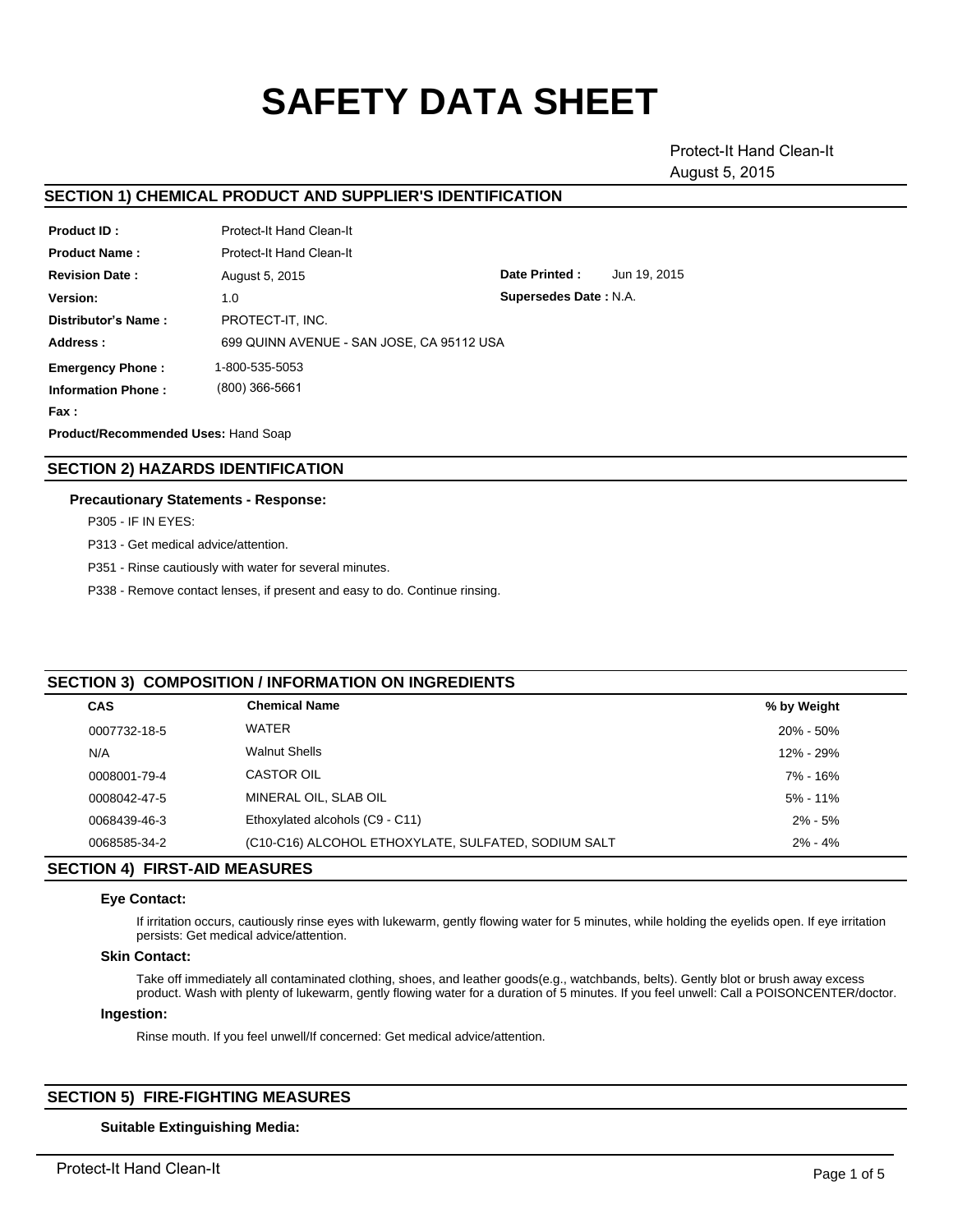# SAFETY DATA SHEET

Protect-It Hand Clean-It

August 5, 2015

## SECTION 1) CHEMICAL PRODUCT AND SUPPLIER'S IDENTIFICATION

**Product ID :** Protect-It Hand Clean-It

**Product Name :** Protect-It Hand Clean-It

**Revision Date :** August 5, 2015

**Date Printed :** Jun 19, 2015

**Version:** 1.0

**Supersedes Date :** N.A.

**Distributor's Name :** PROTECT-IT, INC.

**Address :** 699 QUINN AVENUE - SAN JOSE, CA 95112 USA

**Emergency Phone :** 1-800-535-5053

**Information Phone :** (800) 366-5661

**Fax :**

**Product/Recommended Uses:** Hand Soap

## SECTION 2) HAZARDS IDENTIFICATION

### Precautionary Statements - Response:

P305 - IF IN EYES:

P313 - Get medical advice/attention.

P351 - Rinse cautiously with water for several minutes.

P338 - Remove contact lenses, if present and easy to do. Continue rinsing.

## SECTION 3) COMPOSITION / INFORMATION ON INGREDIENTS

| CAS | Chemical Name | % by Weight |
|---|---|---|
| 0007732-18-5 | WATER | 20% - 50% |
| N/A | Walnut Shells | 12% - 29% |
| 0008001-79-4 | CASTOR OIL | 7% - 16% |
| 0008042-47-5 | MINERAL OIL, SLAB OIL | 5% - 11% |
| 0068439-46-3 | Ethoxylated alcohols (C9 - C11) | 2% - 5% |
| 0068585-34-2 | (C10-C16) ALCOHOL ETHOXYLATE, SULFATED, SODIUM SALT | 2% - 4% |

## SECTION 4) FIRST-AID MEASURES

### Eye Contact:

If irritation occurs, cautiously rinse eyes with lukewarm, gently flowing water for 5 minutes, while holding the eyelids open. If eye irritation persists: Get medical advice/attention.

### Skin Contact:

Take off immediately all contaminated clothing, shoes, and leather goods(e.g., watchbands, belts). Gently blot or brush away excess product. Wash with plenty of lukewarm, gently flowing water for a duration of 5 minutes. If you feel unwell: Call a POISONCENTER/doctor.

### Ingestion:

Rinse mouth. If you feel unwell/If concerned: Get medical advice/attention.

## SECTION 5) FIRE-FIGHTING MEASURES

### Suitable Extinguishing Media: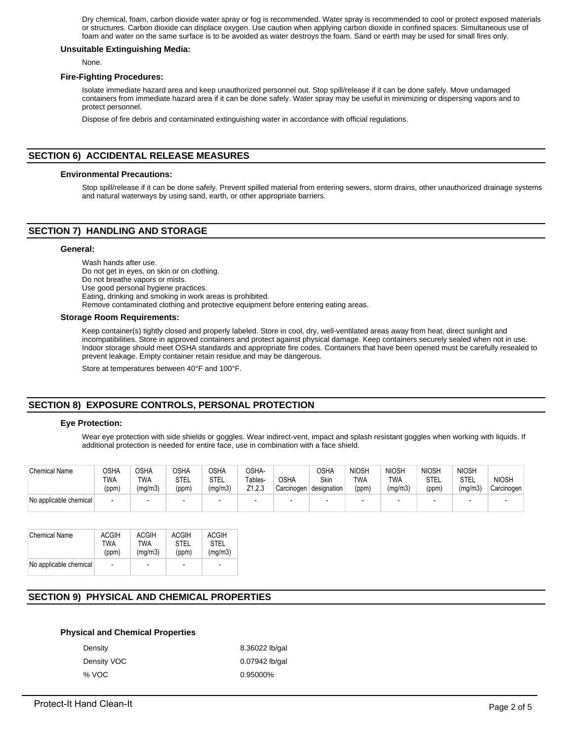Dry chemical, foam, carbon dioxide water spray or fog is recommended. Water spray is recommended to cool or protect exposed materials or structures. Carbon dioxide can displace oxygen. Use caution when applying carbon dioxide in confined spaces. Simultaneous use of foam and water on the same surface is to be avoided as water destroys the foam. Sand or earth may be used for small fires only.

**Unsuitable Extinguishing Media:**

None.

**Fire-Fighting Procedures:**

Isolate immediate hazard area and keep unauthorized personnel out. Stop spill/release if it can be done safely. Move undamaged containers from immediate hazard area if it can be done safely. Water spray may be useful in minimizing or dispersing vapors and to protect personnel.

Dispose of fire debris and contaminated extinguishing water in accordance with official regulations.

## SECTION 6) ACCIDENTAL RELEASE MEASURES

**Environmental Precautions:**

Stop spill/release if it can be done safely. Prevent spilled material from entering sewers, storm drains, other unauthorized drainage systems and natural waterways by using sand, earth, or other appropriate barriers.

## SECTION 7) HANDLING AND STORAGE

**General:**

Wash hands after use.
Do not get in eyes, on skin or on clothing.
Do not breathe vapors or mists.
Use good personal hygiene practices.
Eating, drinking and smoking in work areas is prohibited.
Remove contaminated clothing and protective equipment before entering eating areas.

**Storage Room Requirements:**

Keep container(s) tightly closed and properly labeled. Store in cool, dry, well-ventilated areas away from heat, direct sunlight and incompatibilities. Store in approved containers and protect against physical damage. Keep containers securely sealed when not in use. Indoor storage should meet OSHA standards and appropriate fire codes. Containers that have been opened must be carefully resealed to prevent leakage. Empty container retain residue and may be dangerous.

Store at temperatures between 40°F and 100°F.

## SECTION 8) EXPOSURE CONTROLS, PERSONAL PROTECTION

**Eye Protection:**

Wear eye protection with side shields or goggles. Wear indirect-vent, impact and splash resistant goggles when working with liquids. If additional protection is needed for entire face, use in combination with a face shield.

| Chemical Name | OSHA TWA (ppm) | OSHA TWA (mg/m3) | OSHA STEL (ppm) | OSHA STEL (mg/m3) | OSHA- Tables- Z1,2,3 | OSHA Carcinogen | OSHA Skin designation | NIOSH TWA (ppm) | NIOSH TWA (mg/m3) | NIOSH STEL (ppm) | NIOSH STEL (mg/m3) | NIOSH Carcinogen |
|---|---|---|---|---|---|---|---|---|---|---|---|---|
| No applicable chemical | - | - | - | - | - | - | - | - | - | - | - | - |

| Chemical Name | ACGIH TWA (ppm) | ACGIH TWA (mg/m3) | ACGIH STEL (ppm) | ACGIH STEL (mg/m3) |
|---|---|---|---|---|
| No applicable chemical | - | - | - | - |

## SECTION 9) PHYSICAL AND CHEMICAL PROPERTIES

**Physical and Chemical Properties**

| | |
|---|---|
| Density | 8.36022 lb/gal |
| Density VOC | 0.07942 lb/gal |
| % VOC | 0.95000% |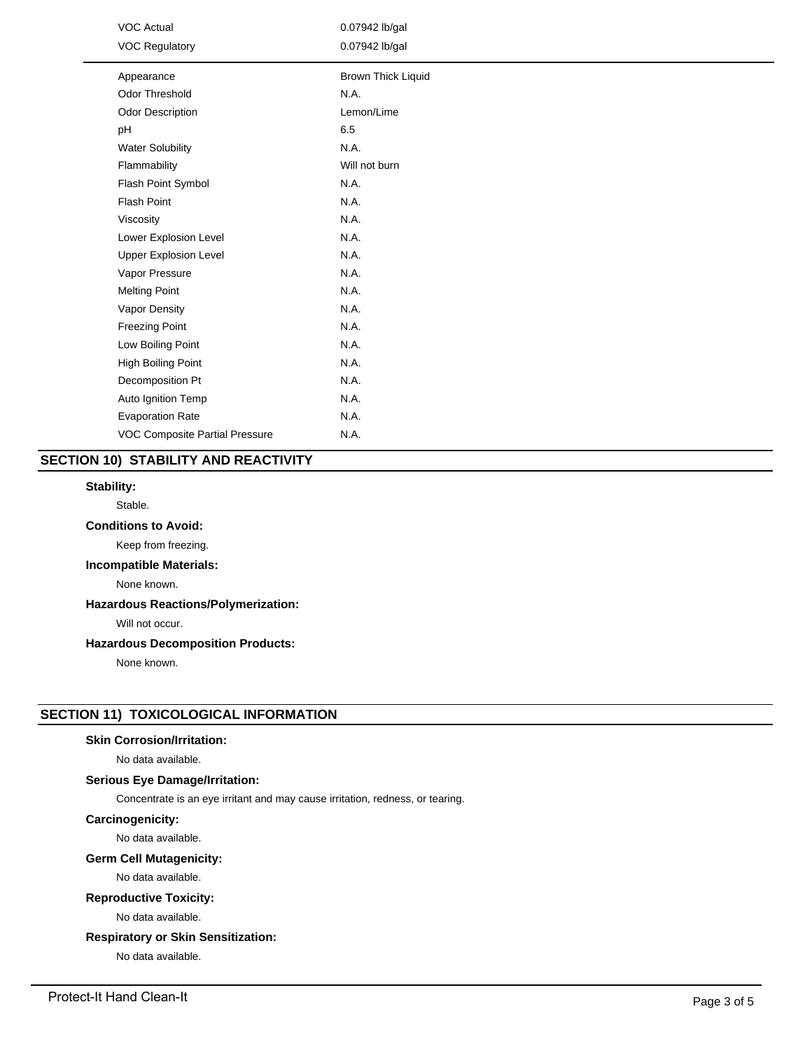| | |
|---|---|
| VOC Actual | 0.07942 lb/gal |
| VOC Regulatory | 0.07942 lb/gal |

| | |
|---|---|
| Appearance | Brown Thick Liquid |
| Odor Threshold | N.A. |
| Odor Description | Lemon/Lime |
| pH | 6.5 |
| Water Solubility | N.A. |
| Flammability | Will not burn |
| Flash Point Symbol | N.A. |
| Flash Point | N.A. |
| Viscosity | N.A. |
| Lower Explosion Level | N.A. |
| Upper Explosion Level | N.A. |
| Vapor Pressure | N.A. |
| Melting Point | N.A. |
| Vapor Density | N.A. |
| Freezing Point | N.A. |
| Low Boiling Point | N.A. |
| High Boiling Point | N.A. |
| Decomposition Pt | N.A. |
| Auto Ignition Temp | N.A. |
| Evaporation Rate | N.A. |
| VOC Composite Partial Pressure | N.A. |

## SECTION 10) STABILITY AND REACTIVITY

**Stability:**

Stable.

**Conditions to Avoid:**

Keep from freezing.

**Incompatible Materials:**

None known.

**Hazardous Reactions/Polymerization:**

Will not occur.

**Hazardous Decomposition Products:**

None known.

## SECTION 11) TOXICOLOGICAL INFORMATION

**Skin Corrosion/Irritation:**

No data available.

**Serious Eye Damage/Irritation:**

Concentrate is an eye irritant and may cause irritation, redness, or tearing.

**Carcinogenicity:**

No data available.

**Germ Cell Mutagenicity:**

No data available.

**Reproductive Toxicity:**

No data available.

**Respiratory or Skin Sensitization:**

No data available.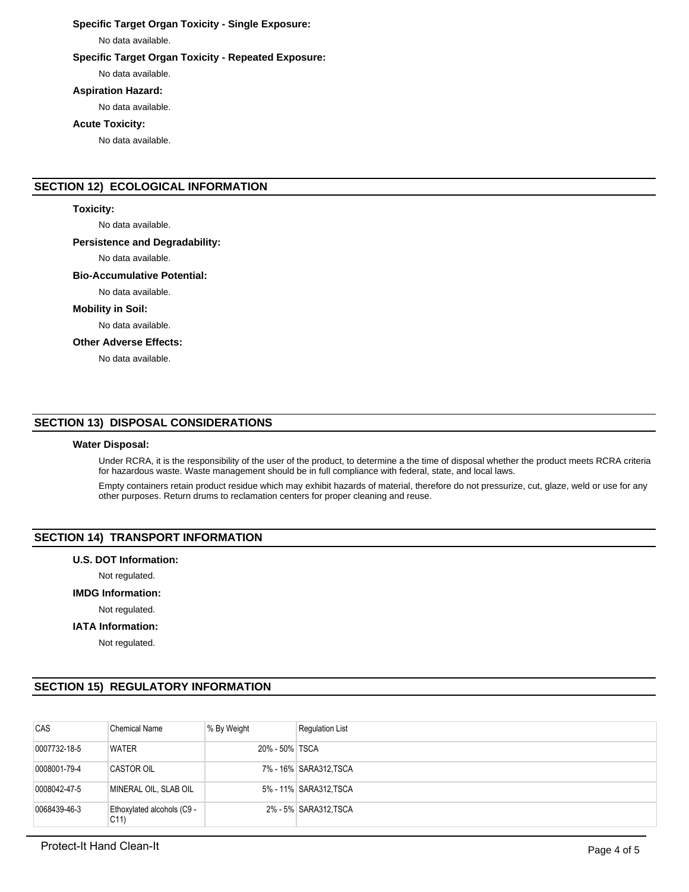### Specific Target Organ Toxicity - Single Exposure:

No data available.

### Specific Target Organ Toxicity - Repeated Exposure:

No data available.

### Aspiration Hazard:

No data available.

### Acute Toxicity:

No data available.

## SECTION 12) ECOLOGICAL INFORMATION

### Toxicity:

No data available.

### Persistence and Degradability:

No data available.

### Bio-Accumulative Potential:

No data available.

### Mobility in Soil:

No data available.

### Other Adverse Effects:

No data available.

## SECTION 13) DISPOSAL CONSIDERATIONS

### Water Disposal:

Under RCRA, it is the responsibility of the user of the product, to determine a the time of disposal whether the product meets RCRA criteria for hazardous waste. Waste management should be in full compliance with federal, state, and local laws.

Empty containers retain product residue which may exhibit hazards of material, therefore do not pressurize, cut, glaze, weld or use for any other purposes. Return drums to reclamation centers for proper cleaning and reuse.

## SECTION 14) TRANSPORT INFORMATION

### U.S. DOT Information:

Not regulated.

### IMDG Information:

Not regulated.

### IATA Information:

Not regulated.

## SECTION 15) REGULATORY INFORMATION

| CAS | Chemical Name | % By Weight | Regulation List |
|---|---|---|---|
| 0007732-18-5 | WATER | 20% - 50% | TSCA |
| 0008001-79-4 | CASTOR OIL | 7% - 16% | SARA312,TSCA |
| 0008042-47-5 | MINERAL OIL, SLAB OIL | 5% - 11% | SARA312,TSCA |
| 0068439-46-3 | Ethoxylated alcohols (C9 - C11) | 2% - 5% | SARA312,TSCA |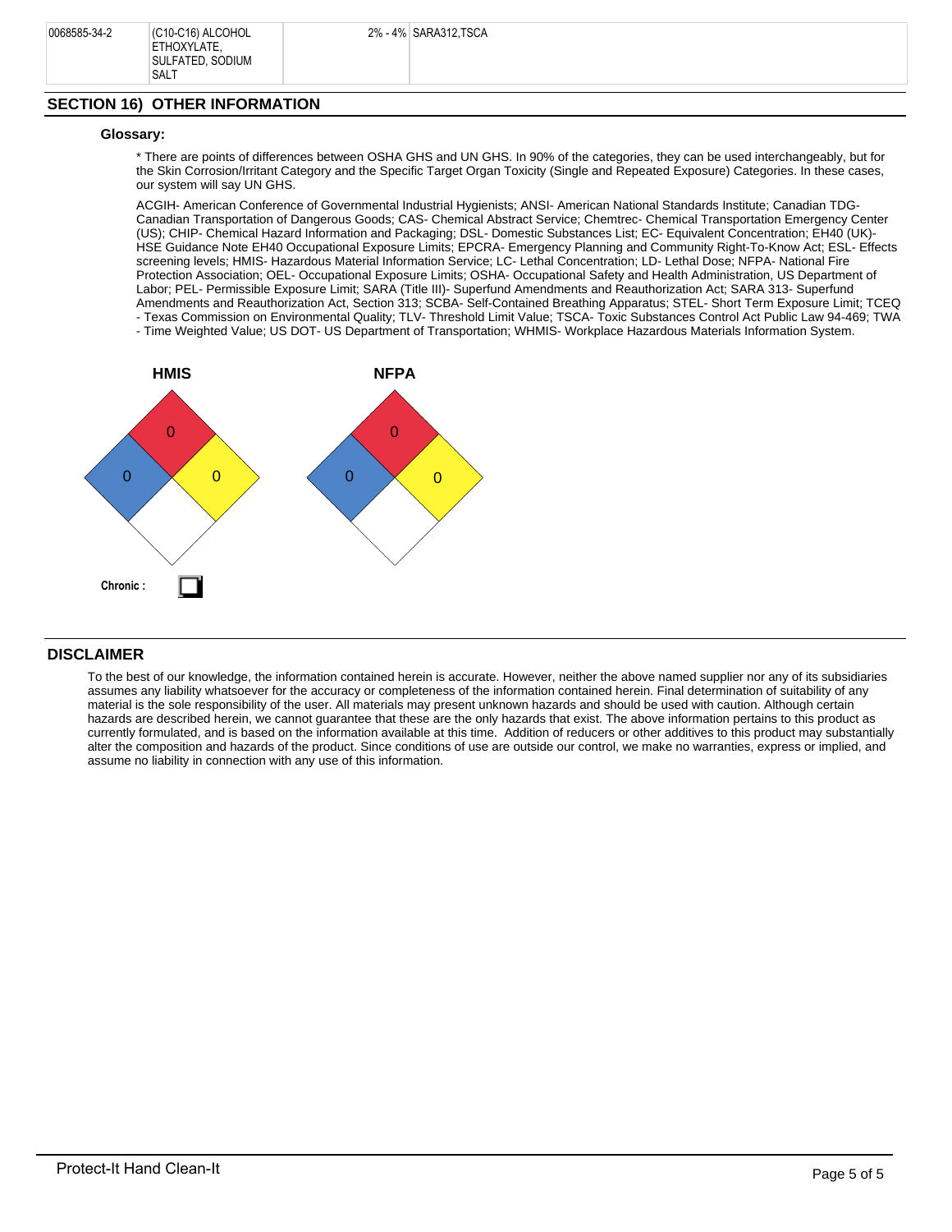| | | | |
|---|---|---|---|
| 0068585-34-2 | (C10-C16) ALCOHOL ETHOXYLATE, SULFATED, SODIUM SALT | 2% - 4% | SARA312,TSCA |

## SECTION 16) OTHER INFORMATION

**Glossary:**

* There are points of differences between OSHA GHS and UN GHS. In 90% of the categories, they can be used interchangeably, but for the Skin Corrosion/Irritant Category and the Specific Target Organ Toxicity (Single and Repeated Exposure) Categories. In these cases, our system will say UN GHS.

ACGIH- American Conference of Governmental Industrial Hygienists; ANSI- American National Standards Institute; Canadian TDG- Canadian Transportation of Dangerous Goods; CAS- Chemical Abstract Service; Chemtrec- Chemical Transportation Emergency Center (US); CHIP- Chemical Hazard Information and Packaging; DSL- Domestic Substances List; EC- Equivalent Concentration; EH40 (UK)- HSE Guidance Note EH40 Occupational Exposure Limits; EPCRA- Emergency Planning and Community Right-To-Know Act; ESL- Effects screening levels; HMIS- Hazardous Material Information Service; LC- Lethal Concentration; LD- Lethal Dose; NFPA- National Fire Protection Association; OEL- Occupational Exposure Limits; OSHA- Occupational Safety and Health Administration, US Department of Labor; PEL- Permissible Exposure Limit; SARA (Title III)- Superfund Amendments and Reauthorization Act; SARA 313- Superfund Amendments and Reauthorization Act, Section 313; SCBA- Self-Contained Breathing Apparatus; STEL- Short Term Exposure Limit; TCEQ - Texas Commission on Environmental Quality; TLV- Threshold Limit Value; TSCA- Toxic Substances Control Act Public Law 94-469; TWA - Time Weighted Value; US DOT- US Department of Transportation; WHMIS- Workplace Hazardous Materials Information System.

HMIS

0

0

0

NFPA

0

0

0

Chronic :

## DISCLAIMER

To the best of our knowledge, the information contained herein is accurate. However, neither the above named supplier nor any of its subsidiaries assumes any liability whatsoever for the accuracy or completeness of the information contained herein. Final determination of suitability of any material is the sole responsibility of the user. All materials may present unknown hazards and should be used with caution. Although certain hazards are described herein, we cannot guarantee that these are the only hazards that exist. The above information pertains to this product as currently formulated, and is based on the information available at this time. Addition of reducers or other additives to this product may substantially alter the composition and hazards of the product. Since conditions of use are outside our control, we make no warranties, express or implied, and assume no liability in connection with any use of this information.